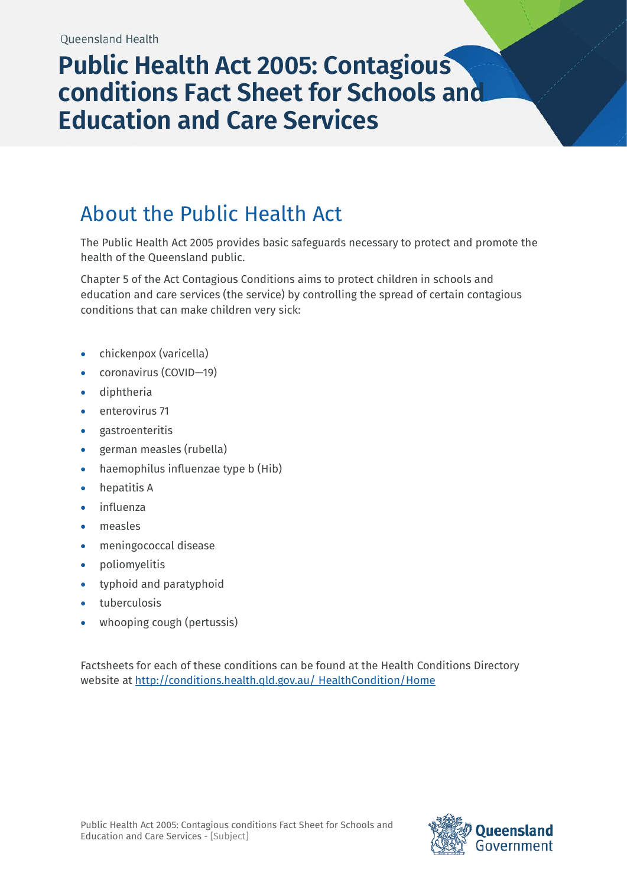Queensland Health

# Public Health Act 2005: Contagious conditions Fact Sheet for Schools and Education and Care Services

## About the Public Health Act

The Public Health Act 2005 provides basic safeguards necessary to protect and promote the health of the Queensland public.

Chapter 5 of the Act Contagious Conditions aims to protect children in schools and education and care services (the service) by controlling the spread of certain contagious conditions that can make children very sick:

- chickenpox (varicella)
- coronavirus (COVID—19)
- diphtheria
- enterovirus 71
- gastroenteritis
- german measles (rubella)
- haemophilus influenzae type b (Hib)
- hepatitis A
- influenza
- measles
- meningococcal disease
- poliomyelitis
- typhoid and paratyphoid
- tuberculosis
- whooping cough (pertussis)

Factsheets for each of these conditions can be found at the Health Conditions Directory website at [http://conditions.health.qld.gov.au/ HealthCondition/Home](http://conditions.health.qld.gov.au/HealthCondition/Home)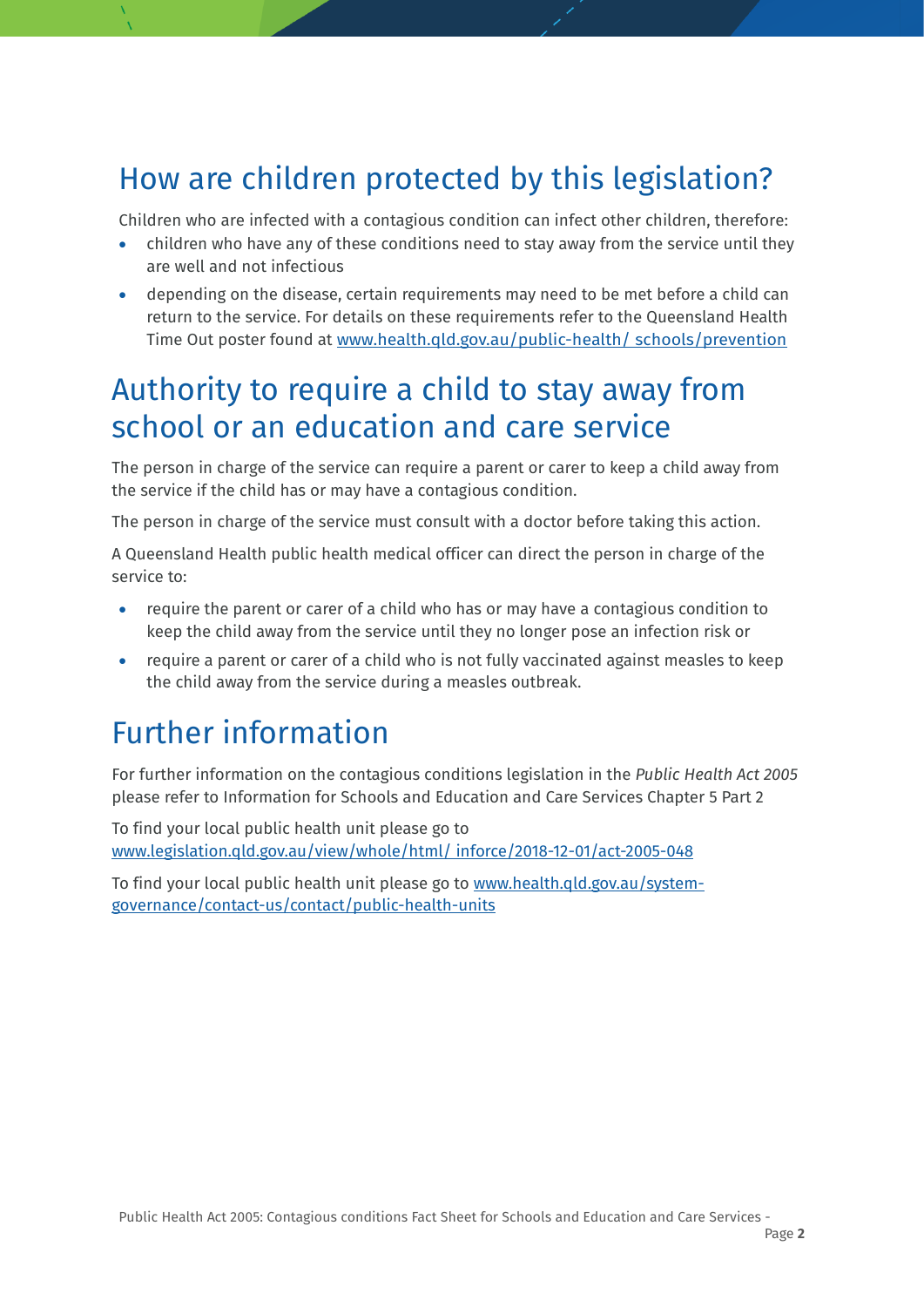## How are children protected by this legislation?

Children who are infected with a contagious condition can infect other children, therefore:

- children who have any of these conditions need to stay away from the service until they are well and not infectious
- depending on the disease, certain requirements may need to be met before a child can return to the service. For details on these requirements refer to the Queensland Health Time Out poster found at [www.health.qld.gov.au/public-health/ schools/prevention](www.health.qld.gov.au/public-health/schools/prevention)

## Authority to require a child to stay away from school or an education and care service

The person in charge of the service can require a parent or carer to keep a child away from the service if the child has or may have a contagious condition.

The person in charge of the service must consult with a doctor before taking this action.

A Queensland Health public health medical officer can direct the person in charge of the service to:

- require the parent or carer of a child who has or may have a contagious condition to keep the child away from the service until they no longer pose an infection risk or
- require a parent or carer of a child who is not fully vaccinated against measles to keep the child away from the service during a measles outbreak.

## Further information

For further information on the contagious conditions legislation in the *Public Health Act 2005* please refer to Information for Schools and Education and Care Services Chapter 5 Part 2

To find your local public health unit please go to [www.legislation.qld.gov.au/view/whole/html/ inforce/2018-12-01/act-2005-048](www.legislation.qld.gov.au/view/whole/html/inforce/2018-12-01/act-2005-048)

To find your local public health unit please go to [www.health.qld.gov.au/system-governance/contact-us/contact/public-health-units](www.health.qld.gov.au/system-governance/contact-us/contact/public-health-units)